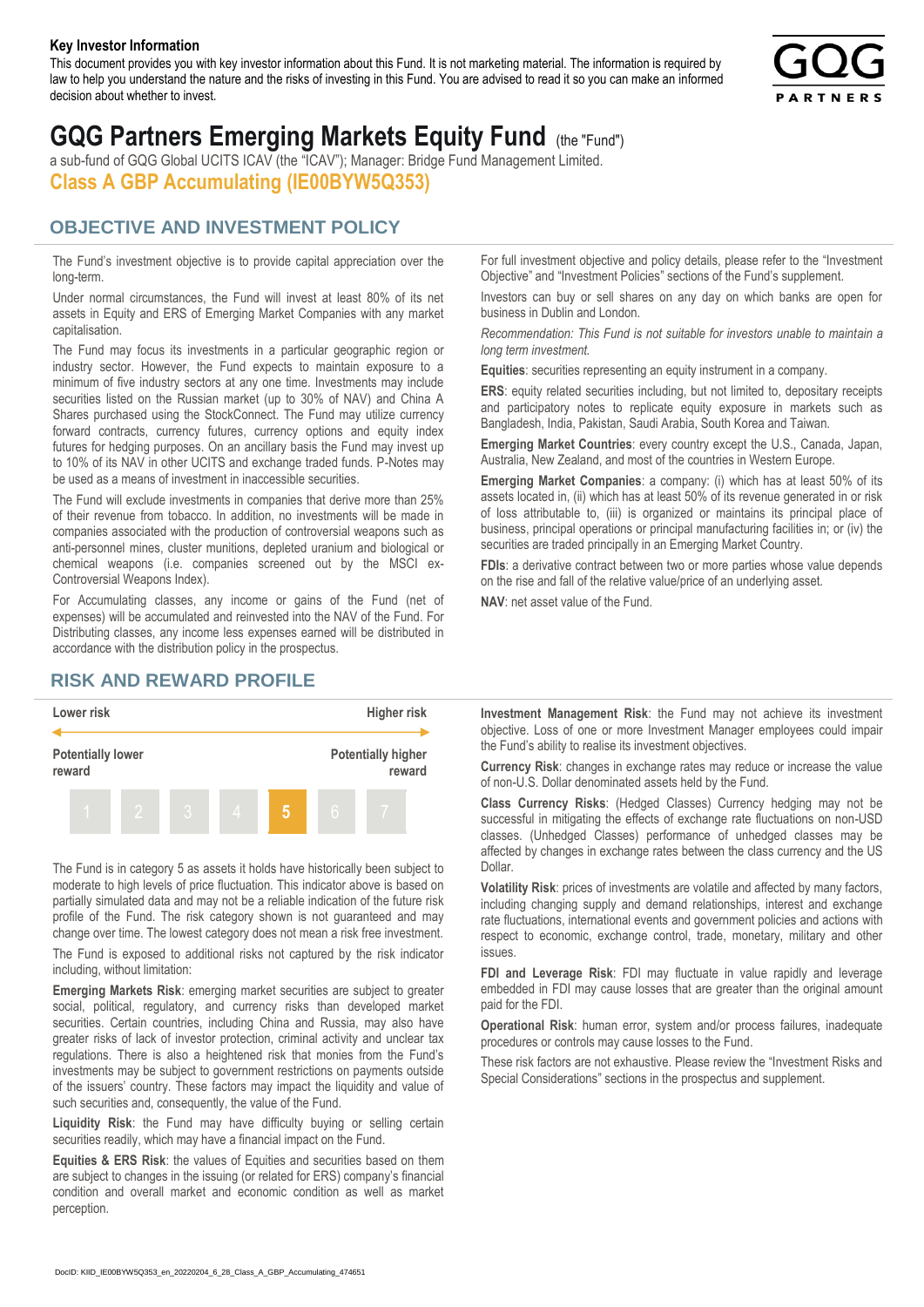**Key Investor Information**

This document provides you with key investor information about this Fund. It is not marketing material. The information is required by law to help you understand the nature and the risks of investing in this Fund. You are advised to read it so you can make an informed decision about whether to invest.

# GQG Partners Emerging Markets Equity Fund (the "Fund")

a sub-fund of GQG Global UCITS ICAV (the "ICAV"); Manager: Bridge Fund Management Limited.

**Class A GBP Accumulating (IE00BYW5Q353)**

## OBJECTIVE AND INVESTMENT POLICY

The Fund's investment objective is to provide capital appreciation over the long-term.

Under normal circumstances, the Fund will invest at least 80% of its net assets in Equity and ERS of Emerging Market Companies with any market capitalisation.

The Fund may focus its investments in a particular geographic region or industry sector. However, the Fund expects to maintain exposure to a minimum of five industry sectors at any one time. Investments may include securities listed on the Russian market (up to 30% of NAV) and China A Shares purchased using the StockConnect. The Fund may utilize currency forward contracts, currency futures, currency options and equity index futures for hedging purposes. On an ancillary basis the Fund may invest up to 10% of its NAV in other UCITS and exchange traded funds. P-Notes may be used as a means of investment in inaccessible securities.

The Fund will exclude investments in companies that derive more than 25% of their revenue from tobacco. In addition, no investments will be made in companies associated with the production of controversial weapons such as anti-personnel mines, cluster munitions, depleted uranium and biological or chemical weapons (i.e. companies screened out by the MSCI ex-Controversial Weapons Index).

For Accumulating classes, any income or gains of the Fund (net of expenses) will be accumulated and reinvested into the NAV of the Fund. For Distributing classes, any income less expenses earned will be distributed in accordance with the distribution policy in the prospectus.

For full investment objective and policy details, please refer to the "Investment Objective" and "Investment Policies" sections of the Fund's supplement.

Investors can buy or sell shares on any day on which banks are open for business in Dublin and London.

*Recommendation: This Fund is not suitable for investors unable to maintain a long term investment.*

**Equities**: securities representing an equity instrument in a company.

**ERS**: equity related securities including, but not limited to, depositary receipts and participatory notes to replicate equity exposure in markets such as Bangladesh, India, Pakistan, Saudi Arabia, South Korea and Taiwan.

**Emerging Market Countries**: every country except the U.S., Canada, Japan, Australia, New Zealand, and most of the countries in Western Europe.

**Emerging Market Companies**: a company: (i) which has at least 50% of its assets located in, (ii) which has at least 50% of its revenue generated in or risk of loss attributable to, (iii) is organized or maintains its principal place of business, principal operations or principal manufacturing facilities in; or (iv) the securities are traded principally in an Emerging Market Country.

**FDIs**: a derivative contract between two or more parties whose value depends on the rise and fall of the relative value/price of an underlying asset.

**NAV**: net asset value of the Fund.

## RISK AND REWARD PROFILE

| Lower risk | | | | | | Higher risk |
|---|---|---|---|---|---|---|
| Potentially lower reward | | | | | | Potentially higher reward |
| 1 | 2 | 3 | 4 | **5** | 6 | 7 |

The Fund is in category 5 as assets it holds have historically been subject to moderate to high levels of price fluctuation. This indicator above is based on partially simulated data and may not be a reliable indication of the future risk profile of the Fund. The risk category shown is not guaranteed and may change over time. The lowest category does not mean a risk free investment.

The Fund is exposed to additional risks not captured by the risk indicator including, without limitation:

**Emerging Markets Risk**: emerging market securities are subject to greater social, political, regulatory, and currency risks than developed market securities. Certain countries, including China and Russia, may also have greater risks of lack of investor protection, criminal activity and unclear tax regulations. There is also a heightened risk that monies from the Fund's investments may be subject to government restrictions on payments outside of the issuers' country. These factors may impact the liquidity and value of such securities and, consequently, the value of the Fund.

**Liquidity Risk**: the Fund may have difficulty buying or selling certain securities readily, which may have a financial impact on the Fund.

**Equities & ERS Risk**: the values of Equities and securities based on them are subject to changes in the issuing (or related for ERS) company's financial condition and overall market and economic condition as well as market perception.

**Investment Management Risk**: the Fund may not achieve its investment objective. Loss of one or more Investment Manager employees could impair the Fund's ability to realise its investment objectives.

**Currency Risk**: changes in exchange rates may reduce or increase the value of non-U.S. Dollar denominated assets held by the Fund.

**Class Currency Risks**: (Hedged Classes) Currency hedging may not be successful in mitigating the effects of exchange rate fluctuations on non-USD classes. (Unhedged Classes) performance of unhedged classes may be affected by changes in exchange rates between the class currency and the US Dollar.

**Volatility Risk**: prices of investments are volatile and affected by many factors, including changing supply and demand relationships, interest and exchange rate fluctuations, international events and government policies and actions with respect to economic, exchange control, trade, monetary, military and other issues.

**FDI and Leverage Risk**: FDI may fluctuate in value rapidly and leverage embedded in FDI may cause losses that are greater than the original amount paid for the FDI.

**Operational Risk**: human error, system and/or process failures, inadequate procedures or controls may cause losses to the Fund.

These risk factors are not exhaustive. Please review the "Investment Risks and Special Considerations" sections in the prospectus and supplement.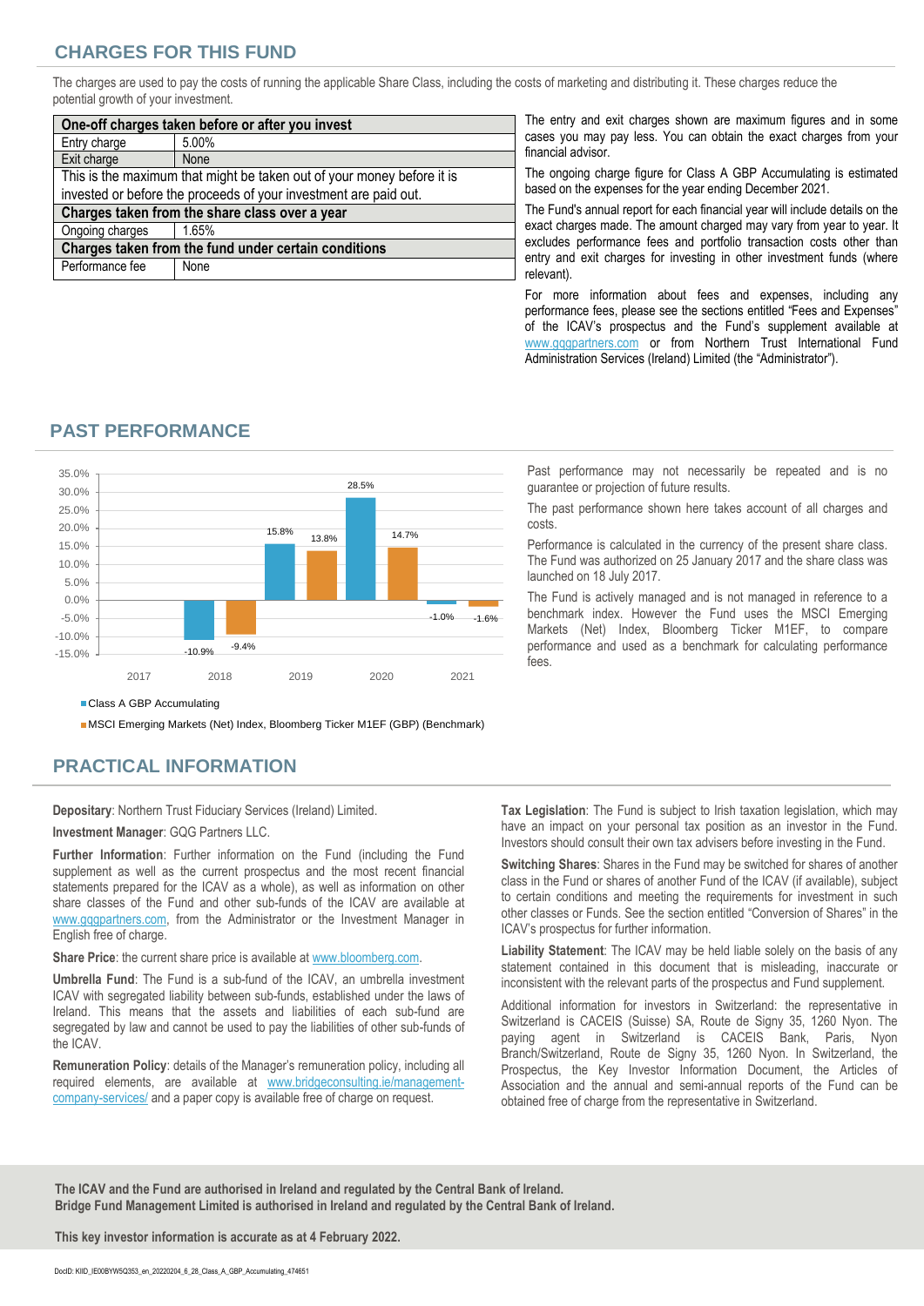## CHARGES FOR THIS FUND

The charges are used to pay the costs of running the applicable Share Class, including the costs of marketing and distributing it. These charges reduce the potential growth of your investment.

| **One-off charges taken before or after you invest** | |
|---|---|
| Entry charge | 5.00% |
| Exit charge | None |
| This is the maximum that might be taken out of your money before it is invested or before the proceeds of your investment are paid out. | |
| **Charges taken from the share class over a year** | |
| Ongoing charges | 1.65% |
| **Charges taken from the fund under certain conditions** | |
| Performance fee | None |

The entry and exit charges shown are maximum figures and in some cases you may pay less. You can obtain the exact charges from your financial advisor.

The ongoing charge figure for Class A GBP Accumulating is estimated based on the expenses for the year ending December 2021.

The Fund's annual report for each financial year will include details on the exact charges made. The amount charged may vary from year to year. It excludes performance fees and portfolio transaction costs other than entry and exit charges for investing in other investment funds (where relevant).

For more information about fees and expenses, including any performance fees, please see the sections entitled "Fees and Expenses" of the ICAV's prospectus and the Fund's supplement available at www.gqgpartners.com or from Northern Trust International Fund Administration Services (Ireland) Limited (the "Administrator").

## PAST PERFORMANCE

35.0%
30.0%
25.0%
20.0%
15.0%
10.0%
5.0%
0.0%
-5.0%
-10.0%
-15.0%

2017
2018: -10.9% -9.4%
2019: 15.8% 13.8%
2020: 28.5% 14.7%
2021: -1.0% -1.6%

Class A GBP Accumulating

MSCI Emerging Markets (Net) Index, Bloomberg Ticker M1EF (GBP) (Benchmark)

Past performance may not necessarily be repeated and is no guarantee or projection of future results.

The past performance shown here takes account of all charges and costs.

Performance is calculated in the currency of the present share class. The Fund was authorized on 25 January 2017 and the share class was launched on 18 July 2017.

The Fund is actively managed and is not managed in reference to a benchmark index. However the Fund uses the MSCI Emerging Markets (Net) Index, Bloomberg Ticker M1EF, to compare performance and used as a benchmark for calculating performance fees.

## PRACTICAL INFORMATION

**Depositary**: Northern Trust Fiduciary Services (Ireland) Limited.

**Investment Manager**: GQG Partners LLC.

**Further Information**: Further information on the Fund (including the Fund supplement as well as the current prospectus and the most recent financial statements prepared for the ICAV as a whole), as well as information on other share classes of the Fund and other sub-funds of the ICAV are available at www.gqgpartners.com, from the Administrator or the Investment Manager in English free of charge.

**Share Price**: the current share price is available at www.bloomberg.com.

**Umbrella Fund**: The Fund is a sub-fund of the ICAV, an umbrella investment ICAV with segregated liability between sub-funds, established under the laws of Ireland. This means that the assets and liabilities of each sub-fund are segregated by law and cannot be used to pay the liabilities of other sub-funds of the ICAV.

**Remuneration Policy**: details of the Manager's remuneration policy, including all required elements, are available at www.bridgeconsulting.ie/management-company-services/ and a paper copy is available free of charge on request.

**Tax Legislation**: The Fund is subject to Irish taxation legislation, which may have an impact on your personal tax position as an investor in the Fund. Investors should consult their own tax advisers before investing in the Fund.

**Switching Shares**: Shares in the Fund may be switched for shares of another class in the Fund or shares of another Fund of the ICAV (if available), subject to certain conditions and meeting the requirements for investment in such other classes or Funds. See the section entitled "Conversion of Shares" in the ICAV's prospectus for further information.

**Liability Statement**: The ICAV may be held liable solely on the basis of any statement contained in this document that is misleading, inaccurate or inconsistent with the relevant parts of the prospectus and Fund supplement.

Additional information for investors in Switzerland: the representative in Switzerland is CACEIS (Suisse) SA, Route de Signy 35, 1260 Nyon. The paying agent in Switzerland is CACEIS Bank, Paris, Nyon Branch/Switzerland, Route de Signy 35, 1260 Nyon. In Switzerland, the Prospectus, the Key Investor Information Document, the Articles of Association and the annual and semi-annual reports of the Fund can be obtained free of charge from the representative in Switzerland.

**The ICAV and the Fund are authorised in Ireland and regulated by the Central Bank of Ireland.**
**Bridge Fund Management Limited is authorised in Ireland and regulated by the Central Bank of Ireland.**

**This key investor information is accurate as at 4 February 2022.**

DocID: KIID_IE00BYW5Q353_en_20220204_6_28_Class_A_GBP_Accumulating_474651